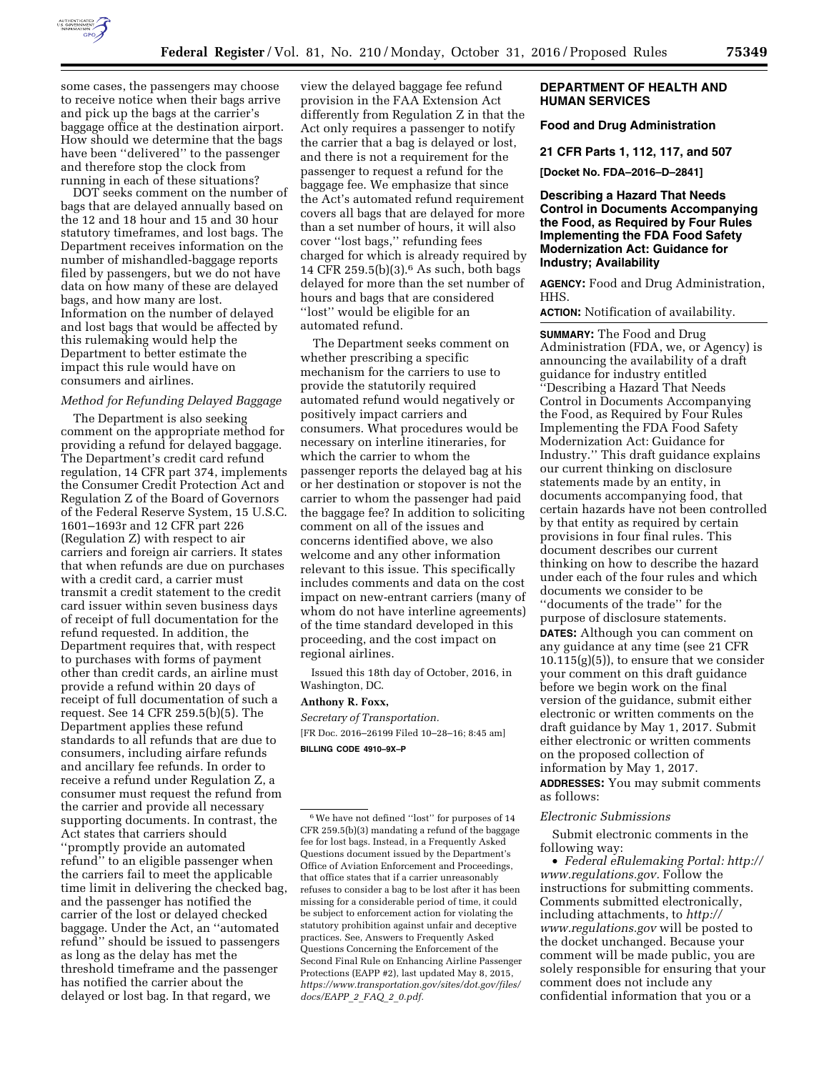some cases, the passengers may choose to receive notice when their bags arrive and pick up the bags at the carrier's baggage office at the destination airport. How should we determine that the bags have been "delivered" to the passenger and therefore stop the clock from running in each of these situations?

DOT seeks comment on the number of bags that are delayed annually based on the 12 and 18 hour and 15 and 30 hour statutory timeframes, and lost bags. The Department receives information on the number of mishandled-baggage reports filed by passengers, but we do not have data on how many of these are delayed bags, and how many are lost. Information on the number of delayed and lost bags that would be affected by this rulemaking would help the Department to better estimate the impact this rule would have on consumers and airlines.

*Method for Refunding Delayed Baggage*

The Department is also seeking comment on the appropriate method for providing a refund for delayed baggage. The Department's credit card refund regulation, 14 CFR part 374, implements the Consumer Credit Protection Act and Regulation Z of the Board of Governors of the Federal Reserve System, 15 U.S.C. 1601–1693r and 12 CFR part 226 (Regulation Z) with respect to air carriers and foreign air carriers. It states that when refunds are due on purchases with a credit card, a carrier must transmit a credit statement to the credit card issuer within seven business days of receipt of full documentation for the refund requested. In addition, the Department requires that, with respect to purchases with forms of payment other than credit cards, an airline must provide a refund within 20 days of receipt of full documentation of such a request. See 14 CFR 259.5(b)(5). The Department applies these refund standards to all refunds that are due to consumers, including airfare refunds and ancillary fee refunds. In order to receive a refund under Regulation Z, a consumer must request the refund from the carrier and provide all necessary supporting documents. In contrast, the Act states that carriers should "promptly provide an automated refund" to an eligible passenger when the carriers fail to meet the applicable time limit in delivering the checked bag, and the passenger has notified the carrier of the lost or delayed checked baggage. Under the Act, an "automated refund" should be issued to passengers as long as the delay has met the threshold timeframe and the passenger has notified the carrier about the delayed or lost bag. In that regard, we view the delayed baggage fee refund provision in the FAA Extension Act differently from Regulation Z in that the Act only requires a passenger to notify the carrier that a bag is delayed or lost, and there is not a requirement for the passenger to request a refund for the baggage fee. We emphasize that since the Act's automated refund requirement covers all bags that are delayed for more than a set number of hours, it will also cover "lost bags," refunding fees charged for which is already required by 14 CFR 259.5(b)(3).[6] As such, both bags delayed for more than the set number of hours and bags that are considered "lost" would be eligible for an automated refund.

The Department seeks comment on whether prescribing a specific mechanism for the carriers to use to provide the statutorily required automated refund would negatively or positively impact carriers and consumers. What procedures would be necessary on interline itineraries, for which the carrier to whom the passenger reports the delayed bag at his or her destination or stopover is not the carrier to whom the passenger had paid the baggage fee? In addition to soliciting comment on all of the issues and concerns identified above, we also welcome and any other information relevant to this issue. This specifically includes comments and data on the cost impact on new-entrant carriers (many of whom do not have interline agreements) of the time standard developed in this proceeding, and the cost impact on regional airlines.

Issued this 18th day of October, 2016, in Washington, DC.

**Anthony R. Foxx,**

*Secretary of Transportation.*

[FR Doc. 2016–26199 Filed 10–28–16; 8:45 am]

**BILLING CODE 4910–9X–P**

[6] We have not defined "lost" for purposes of 14 CFR 259.5(b)(3) mandating a refund of the baggage fee for lost bags. Instead, in a Frequently Asked Questions document issued by the Department's Office of Aviation Enforcement and Proceedings, that office states that if a carrier unreasonably refuses to consider a bag to be lost after it has been missing for a considerable period of time, it could be subject to enforcement action for violating the statutory prohibition against unfair and deceptive practices. See, Answers to Frequently Asked Questions Concerning the Enforcement of the Second Final Rule on Enhancing Airline Passenger Protections (EAPP #2), last updated May 8, 2015, *https://www.transportation.gov/sites/dot.gov/files/docs/EAPP_2_FAQ_2_0.pdf.*

## DEPARTMENT OF HEALTH AND HUMAN SERVICES

### Food and Drug Administration

### 21 CFR Parts 1, 112, 117, and 507

**[Docket No. FDA–2016–D–2841]**

### Describing a Hazard That Needs Control in Documents Accompanying the Food, as Required by Four Rules Implementing the FDA Food Safety Modernization Act: Guidance for Industry; Availability

**AGENCY:** Food and Drug Administration, HHS.

**ACTION:** Notification of availability.

**SUMMARY:** The Food and Drug Administration (FDA, we, or Agency) is announcing the availability of a draft guidance for industry entitled "Describing a Hazard That Needs Control in Documents Accompanying the Food, as Required by Four Rules Implementing the FDA Food Safety Modernization Act: Guidance for Industry." This draft guidance explains our current thinking on disclosure statements made by an entity, in documents accompanying food, that certain hazards have not been controlled by that entity as required by certain provisions in four final rules. This document describes our current thinking on how to describe the hazard under each of the four rules and which documents we consider to be "documents of the trade" for the purpose of disclosure statements.

**DATES:** Although you can comment on any guidance at any time (see 21 CFR 10.115(g)(5)), to ensure that we consider your comment on this draft guidance before we begin work on the final version of the guidance, submit either electronic or written comments on the draft guidance by May 1, 2017. Submit either electronic or written comments on the proposed collection of information by May 1, 2017.

**ADDRESSES:** You may submit comments as follows:

*Electronic Submissions*

Submit electronic comments in the following way:

- *Federal eRulemaking Portal: http://www.regulations.gov.* Follow the instructions for submitting comments. Comments submitted electronically, including attachments, to *http://www.regulations.gov* will be posted to the docket unchanged. Because your comment will be made public, you are solely responsible for ensuring that your comment does not include any confidential information that you or a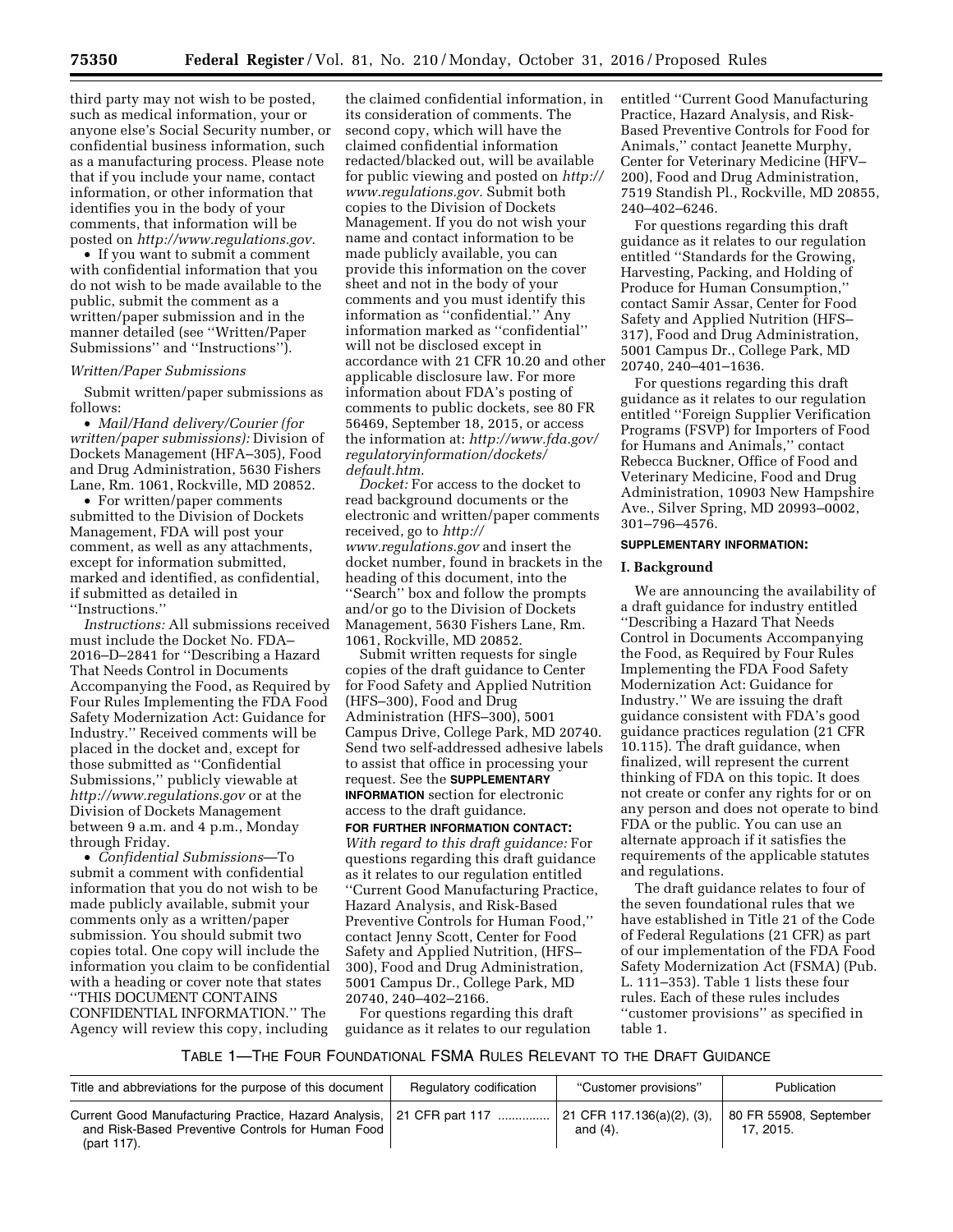third party may not wish to be posted, such as medical information, your or anyone else's Social Security number, or confidential business information, such as a manufacturing process. Please note that if you include your name, contact information, or other information that identifies you in the body of your comments, that information will be posted on *http://www.regulations.gov.*

- If you want to submit a comment with confidential information that you do not wish to be made available to the public, submit the comment as a written/paper submission and in the manner detailed (see ''Written/Paper Submissions'' and ''Instructions'').

*Written/Paper Submissions*

Submit written/paper submissions as follows:

- *Mail/Hand delivery/Courier (for written/paper submissions):* Division of Dockets Management (HFA–305), Food and Drug Administration, 5630 Fishers Lane, Rm. 1061, Rockville, MD 20852.
- For written/paper comments submitted to the Division of Dockets Management, FDA will post your comment, as well as any attachments, except for information submitted, marked and identified, as confidential, if submitted as detailed in ''Instructions.''

*Instructions:* All submissions received must include the Docket No. FDA–2016–D–2841 for ''Describing a Hazard That Needs Control in Documents Accompanying the Food, as Required by Four Rules Implementing the FDA Food Safety Modernization Act: Guidance for Industry.'' Received comments will be placed in the docket and, except for those submitted as ''Confidential Submissions,'' publicly viewable at *http://www.regulations.gov* or at the Division of Dockets Management between 9 a.m. and 4 p.m., Monday through Friday.

- *Confidential Submissions*—To submit a comment with confidential information that you do not wish to be made publicly available, submit your comments only as a written/paper submission. You should submit two copies total. One copy will include the information you claim to be confidential with a heading or cover note that states ''THIS DOCUMENT CONTAINS CONFIDENTIAL INFORMATION.'' The Agency will review this copy, including the claimed confidential information, in its consideration of comments. The second copy, which will have the claimed confidential information redacted/blacked out, will be available for public viewing and posted on *http://www.regulations.gov.* Submit both copies to the Division of Dockets Management. If you do not wish your name and contact information to be made publicly available, you can provide this information on the cover sheet and not in the body of your comments and you must identify this information as ''confidential.'' Any information marked as ''confidential'' will not be disclosed except in accordance with 21 CFR 10.20 and other applicable disclosure law. For more information about FDA's posting of comments to public dockets, see 80 FR 56469, September 18, 2015, or access the information at: *http://www.fda.gov/regulatoryinformation/dockets/default.htm.*

*Docket:* For access to the docket to read background documents or the electronic and written/paper comments received, go to *http://www.regulations.gov* and insert the docket number, found in brackets in the heading of this document, into the ''Search'' box and follow the prompts and/or go to the Division of Dockets Management, 5630 Fishers Lane, Rm. 1061, Rockville, MD 20852.

Submit written requests for single copies of the draft guidance to Center for Food Safety and Applied Nutrition (HFS–300), Food and Drug Administration (HFS–300), 5001 Campus Drive, College Park, MD 20740. Send two self-addressed adhesive labels to assist that office in processing your request. See the **SUPPLEMENTARY INFORMATION** section for electronic access to the draft guidance.

**FOR FURTHER INFORMATION CONTACT:** *With regard to this draft guidance:* For questions regarding this draft guidance as it relates to our regulation entitled ''Current Good Manufacturing Practice, Hazard Analysis, and Risk-Based Preventive Controls for Human Food,'' contact Jenny Scott, Center for Food Safety and Applied Nutrition, (HFS–300), Food and Drug Administration, 5001 Campus Dr., College Park, MD 20740, 240–402–2166.

For questions regarding this draft guidance as it relates to our regulation entitled ''Current Good Manufacturing Practice, Hazard Analysis, and Risk-Based Preventive Controls for Food for Animals,'' contact Jeanette Murphy, Center for Veterinary Medicine (HFV–200), Food and Drug Administration, 7519 Standish Pl., Rockville, MD 20855, 240–402–6246.

For questions regarding this draft guidance as it relates to our regulation entitled ''Standards for the Growing, Harvesting, Packing, and Holding of Produce for Human Consumption,'' contact Samir Assar, Center for Food Safety and Applied Nutrition (HFS–317), Food and Drug Administration, 5001 Campus Dr., College Park, MD 20740, 240–401–1636.

For questions regarding this draft guidance as it relates to our regulation entitled ''Foreign Supplier Verification Programs (FSVP) for Importers of Food for Humans and Animals,'' contact Rebecca Buckner, Office of Food and Veterinary Medicine, Food and Drug Administration, 10903 New Hampshire Ave., Silver Spring, MD 20993–0002, 301–796–4576.

**SUPPLEMENTARY INFORMATION:**

## I. Background

We are announcing the availability of a draft guidance for industry entitled ''Describing a Hazard That Needs Control in Documents Accompanying the Food, as Required by Four Rules Implementing the FDA Food Safety Modernization Act: Guidance for Industry.'' We are issuing the draft guidance consistent with FDA's good guidance practices regulation (21 CFR 10.115). The draft guidance, when finalized, will represent the current thinking of FDA on this topic. It does not create or confer any rights for or on any person and does not operate to bind FDA or the public. You can use an alternate approach if it satisfies the requirements of the applicable statutes and regulations.

The draft guidance relates to four of the seven foundational rules that we have established in Title 21 of the Code of Federal Regulations (21 CFR) as part of our implementation of the FDA Food Safety Modernization Act (FSMA) (Pub. L. 111–353). Table 1 lists these four rules. Each of these rules includes ''customer provisions'' as specified in table 1.

TABLE 1—THE FOUR FOUNDATIONAL FSMA RULES RELEVANT TO THE DRAFT GUIDANCE

| Title and abbreviations for the purpose of this document | Regulatory codification | ''Customer provisions'' | Publication |
|---|---|---|---|
| Current Good Manufacturing Practice, Hazard Analysis, and Risk-Based Preventive Controls for Human Food (part 117). | 21 CFR part 117 | 21 CFR 117.136(a)(2), (3), and (4). | 80 FR 55908, September 17, 2015. |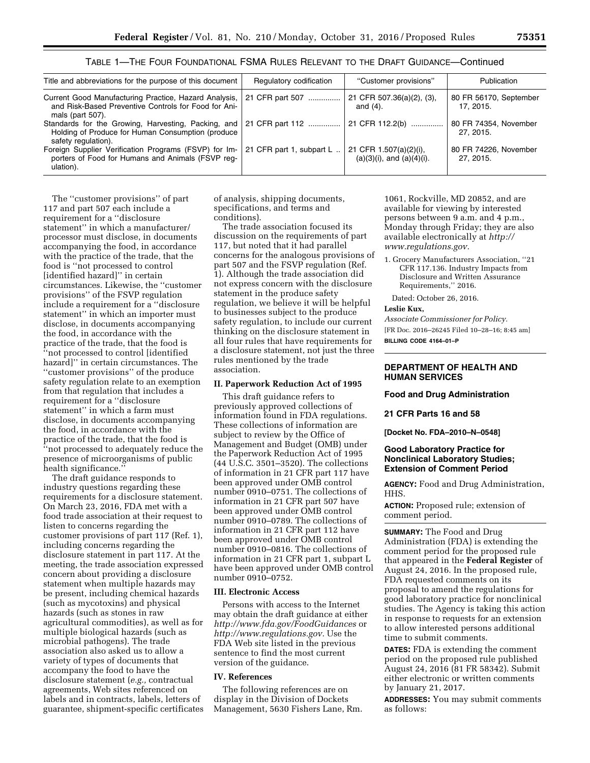TABLE 1—THE FOUR FOUNDATIONAL FSMA RULES RELEVANT TO THE DRAFT GUIDANCE—Continued

| Title and abbreviations for the purpose of this document | Regulatory codification | "Customer provisions" | Publication |
| --- | --- | --- | --- |
| Current Good Manufacturing Practice, Hazard Analysis, and Risk-Based Preventive Controls for Food for Animals (part 507). | 21 CFR part 507 | 21 CFR 507.36(a)(2), (3), and (4). | 80 FR 56170, September 17, 2015. |
| Standards for the Growing, Harvesting, Packing, and Holding of Produce for Human Consumption (produce safety regulation). | 21 CFR part 112 | 21 CFR 112.2(b) | 80 FR 74354, November 27, 2015. |
| Foreign Supplier Verification Programs (FSVP) for Importers of Food for Humans and Animals (FSVP regulation). | 21 CFR part 1, subpart L | 21 CFR 1.507(a)(2)(i), (a)(3)(i), and (a)(4)(i). | 80 FR 74226, November 27, 2015. |

The "customer provisions" of part 117 and part 507 each include a requirement for a "disclosure statement" in which a manufacturer/processor must disclose, in documents accompanying the food, in accordance with the practice of the trade, that the food is "not processed to control [identified hazard]" in certain circumstances. Likewise, the "customer provisions" of the FSVP regulation include a requirement for a "disclosure statement" in which an importer must disclose, in documents accompanying the food, in accordance with the practice of the trade, that the food is "not processed to control [identified hazard]" in certain circumstances. The "customer provisions" of the produce safety regulation relate to an exemption from that regulation that includes a requirement for a "disclosure statement" in which a farm must disclose, in documents accompanying the food, in accordance with the practice of the trade, that the food is "not processed to adequately reduce the presence of microorganisms of public health significance."

The draft guidance responds to industry questions regarding these requirements for a disclosure statement. On March 23, 2016, FDA met with a food trade association at their request to listen to concerns regarding the customer provisions of part 117 (Ref. 1), including concerns regarding the disclosure statement in part 117. At the meeting, the trade association expressed concern about providing a disclosure statement when multiple hazards may be present, including chemical hazards (such as mycotoxins) and physical hazards (such as stones in raw agricultural commodities), as well as for multiple biological hazards (such as microbial pathogens). The trade association also asked us to allow a variety of types of documents that accompany the food to have the disclosure statement (*e.g.,* contractual agreements, Web sites referenced on labels and in contracts, labels, letters of guarantee, shipment-specific certificates of analysis, shipping documents, specifications, and terms and conditions).

The trade association focused its discussion on the requirements of part 117, but noted that it had parallel concerns for the analogous provisions of part 507 and the FSVP regulation (Ref. 1). Although the trade association did not express concern with the disclosure statement in the produce safety regulation, we believe it will be helpful to businesses subject to the produce safety regulation, to include our current thinking on the disclosure statement in all four rules that have requirements for a disclosure statement, not just the three rules mentioned by the trade association.

## II. Paperwork Reduction Act of 1995

This draft guidance refers to previously approved collections of information found in FDA regulations. These collections of information are subject to review by the Office of Management and Budget (OMB) under the Paperwork Reduction Act of 1995 (44 U.S.C. 3501–3520). The collections of information in 21 CFR part 117 have been approved under OMB control number 0910–0751. The collections of information in 21 CFR part 507 have been approved under OMB control number 0910–0789. The collections of information in 21 CFR part 112 have been approved under OMB control number 0910–0816. The collections of information in 21 CFR part 1, subpart L have been approved under OMB control number 0910–0752.

## III. Electronic Access

Persons with access to the Internet may obtain the draft guidance at either *http://www.fda.gov/FoodGuidances* or *http://www.regulations.gov.* Use the FDA Web site listed in the previous sentence to find the most current version of the guidance.

## IV. References

The following references are on display in the Division of Dockets Management, 5630 Fishers Lane, Rm. 1061, Rockville, MD 20852, and are available for viewing by interested persons between 9 a.m. and 4 p.m., Monday through Friday; they are also available electronically at *http://www.regulations.gov.*

1. Grocery Manufacturers Association, "21 CFR 117.136. Industry Impacts from Disclosure and Written Assurance Requirements," 2016.

Dated: October 26, 2016.

**Leslie Kux,**

*Associate Commissioner for Policy.*

[FR Doc. 2016–26245 Filed 10–28–16; 8:45 am]

**BILLING CODE 4164–01–P**

---

## DEPARTMENT OF HEALTH AND HUMAN SERVICES

### Food and Drug Administration

### 21 CFR Parts 16 and 58

**[Docket No. FDA–2010–N–0548]**

### Good Laboratory Practice for Nonclinical Laboratory Studies; Extension of Comment Period

**AGENCY:** Food and Drug Administration, HHS.

**ACTION:** Proposed rule; extension of comment period.

**SUMMARY:** The Food and Drug Administration (FDA) is extending the comment period for the proposed rule that appeared in the **Federal Register** of August 24, 2016. In the proposed rule, FDA requested comments on its proposal to amend the regulations for good laboratory practice for nonclinical studies. The Agency is taking this action in response to requests for an extension to allow interested persons additional time to submit comments.

**DATES:** FDA is extending the comment period on the proposed rule published August 24, 2016 (81 FR 58342). Submit either electronic or written comments by January 21, 2017.

**ADDRESSES:** You may submit comments as follows: